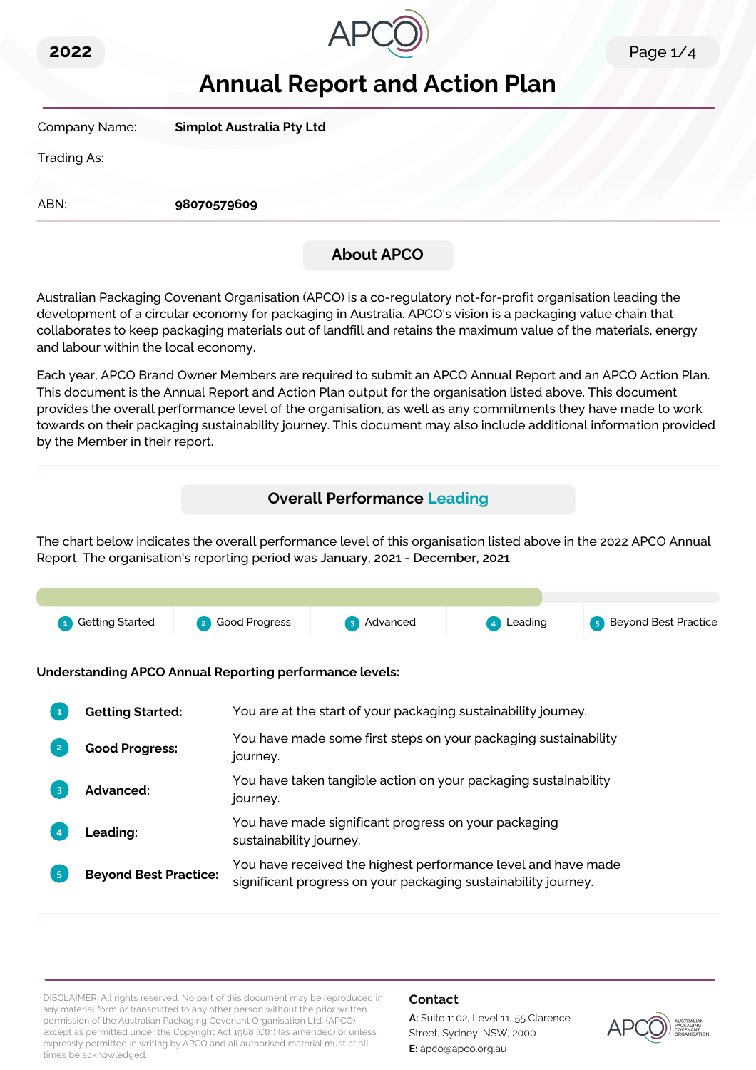2022

# Annual Report and Action Plan

| | |
|---|---|
| Company Name: | **Simplot Australia Pty Ltd** |
| Trading As: | |
| ABN: | **98070579609** |

## About APCO

Australian Packaging Covenant Organisation (APCO) is a co-regulatory not-for-profit organisation leading the development of a circular economy for packaging in Australia. APCO's vision is a packaging value chain that collaborates to keep packaging materials out of landfill and retains the maximum value of the materials, energy and labour within the local economy.

Each year, APCO Brand Owner Members are required to submit an APCO Annual Report and an APCO Action Plan. This document is the Annual Report and Action Plan output for the organisation listed above. This document provides the overall performance level of the organisation, as well as any commitments they have made to work towards on their packaging sustainability journey. This document may also include additional information provided by the Member in their report.

## Overall Performance Leading

The chart below indicates the overall performance level of this organisation listed above in the 2022 APCO Annual Report. The organisation's reporting period was **January, 2021 - December, 2021**

1 Getting Started | 2 Good Progress | 3 Advanced | 4 Leading | 5 Beyond Best Practice

**Understanding APCO Annual Reporting performance levels:**

| | | |
|---|---|---|
| 1 | **Getting Started:** | You are at the start of your packaging sustainability journey. |
| 2 | **Good Progress:** | You have made some first steps on your packaging sustainability journey. |
| 3 | **Advanced:** | You have taken tangible action on your packaging sustainability journey. |
| 4 | **Leading:** | You have made significant progress on your packaging sustainability journey. |
| 5 | **Beyond Best Practice:** | You have received the highest performance level and have made significant progress on your packaging sustainability journey. |

DISCLAIMER: All rights reserved. No part of this document may be reproduced in any material form or transmitted to any other person without the prior written permission of the Australian Packaging Covenant Organisation Ltd. (APCO) except as permitted under the Copyright Act 1968 (Cth) (as amended) or unless expressly permitted in writing by APCO and all authorised material must at all times be acknowledged.

**Contact**

**A:** Suite 1102, Level 11, 55 Clarence Street, Sydney, NSW, 2000

**E:** apco@apco.org.au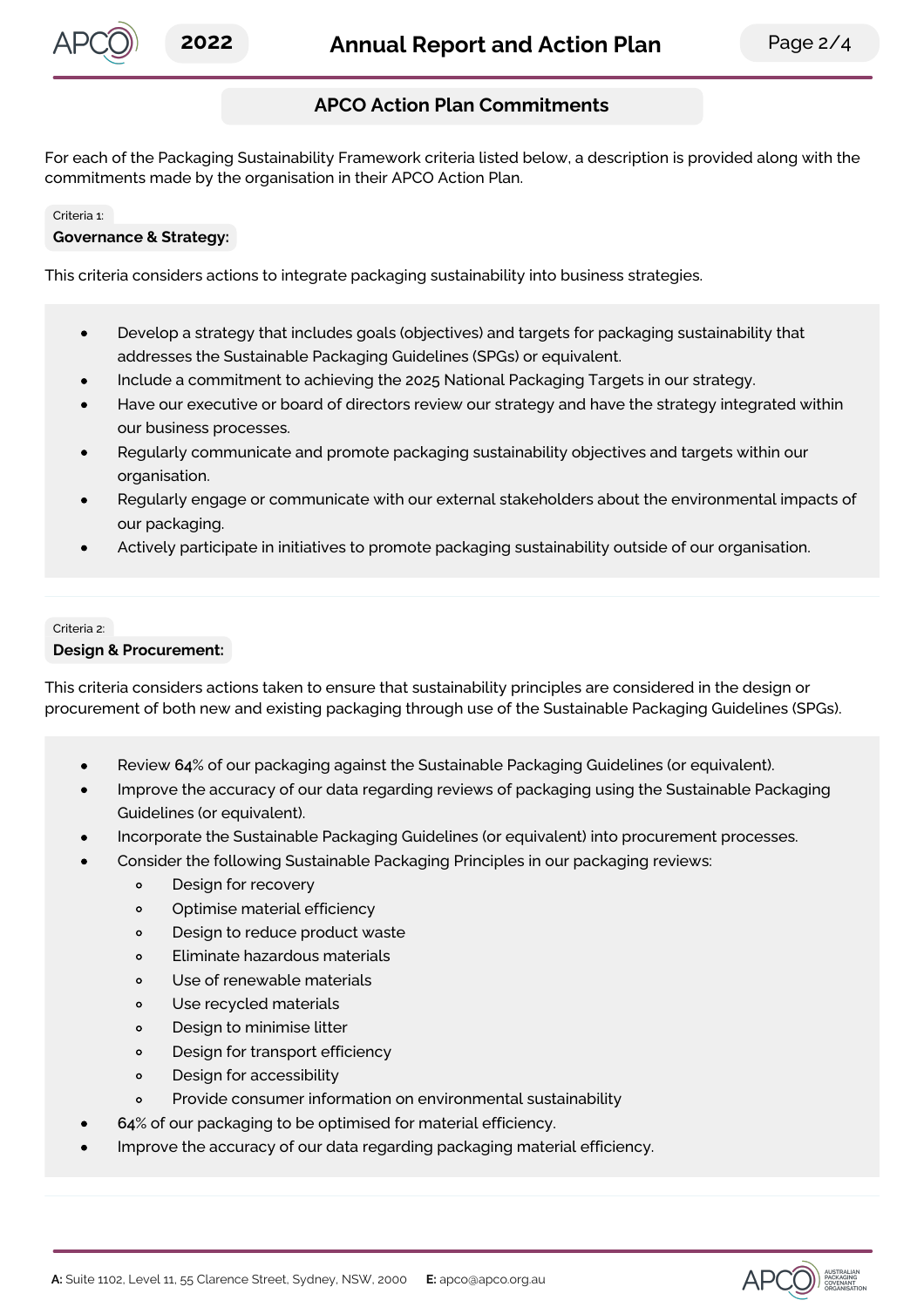## APCO Action Plan Commitments

For each of the Packaging Sustainability Framework criteria listed below, a description is provided along with the commitments made by the organisation in their APCO Action Plan.

Criteria 1:

### Governance & Strategy:

This criteria considers actions to integrate packaging sustainability into business strategies.

- Develop a strategy that includes goals (objectives) and targets for packaging sustainability that addresses the Sustainable Packaging Guidelines (SPGs) or equivalent.
- Include a commitment to achieving the 2025 National Packaging Targets in our strategy.
- Have our executive or board of directors review our strategy and have the strategy integrated within our business processes.
- Regularly communicate and promote packaging sustainability objectives and targets within our organisation.
- Regularly engage or communicate with our external stakeholders about the environmental impacts of our packaging.
- Actively participate in initiatives to promote packaging sustainability outside of our organisation.

Criteria 2:

### Design & Procurement:

This criteria considers actions taken to ensure that sustainability principles are considered in the design or procurement of both new and existing packaging through use of the Sustainable Packaging Guidelines (SPGs).

- Review **64%** of our packaging against the Sustainable Packaging Guidelines (or equivalent).
- Improve the accuracy of our data regarding reviews of packaging using the Sustainable Packaging Guidelines (or equivalent).
- Incorporate the Sustainable Packaging Guidelines (or equivalent) into procurement processes.
- Consider the following Sustainable Packaging Principles in our packaging reviews:
    - Design for recovery
    - Optimise material efficiency
    - Design to reduce product waste
    - Eliminate hazardous materials
    - Use of renewable materials
    - Use recycled materials
    - Design to minimise litter
    - Design for transport efficiency
    - Design for accessibility
    - Provide consumer information on environmental sustainability
- 64% of our packaging to be optimised for material efficiency.
- Improve the accuracy of our data regarding packaging material efficiency.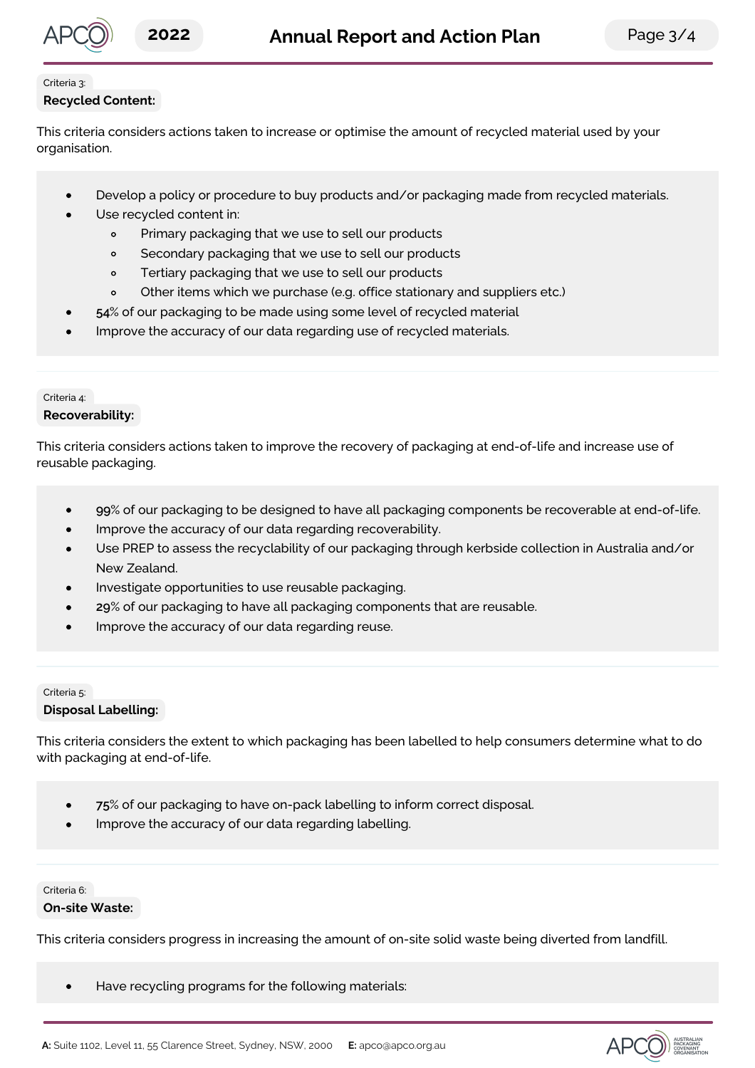Criteria 3:

**Recycled Content:**

This criteria considers actions taken to increase or optimise the amount of recycled material used by your organisation.

- Develop a policy or procedure to buy products and/or packaging made from recycled materials.
- Use recycled content in:
  - Primary packaging that we use to sell our products
  - Secondary packaging that we use to sell our products
  - Tertiary packaging that we use to sell our products
  - Other items which we purchase (e.g. office stationary and suppliers etc.)
- 54% of our packaging to be made using some level of recycled material
- Improve the accuracy of our data regarding use of recycled materials.

Criteria 4:

**Recoverability:**

This criteria considers actions taken to improve the recovery of packaging at end-of-life and increase use of reusable packaging.

- 99% of our packaging to be designed to have all packaging components be recoverable at end-of-life.
- Improve the accuracy of our data regarding recoverability.
- Use PREP to assess the recyclability of our packaging through kerbside collection in Australia and/or New Zealand.
- Investigate opportunities to use reusable packaging.
- 29% of our packaging to have all packaging components that are reusable.
- Improve the accuracy of our data regarding reuse.

Criteria 5:

**Disposal Labelling:**

This criteria considers the extent to which packaging has been labelled to help consumers determine what to do with packaging at end-of-life.

- 75% of our packaging to have on-pack labelling to inform correct disposal.
- Improve the accuracy of our data regarding labelling.

Criteria 6:

**On-site Waste:**

This criteria considers progress in increasing the amount of on-site solid waste being diverted from landfill.

- Have recycling programs for the following materials: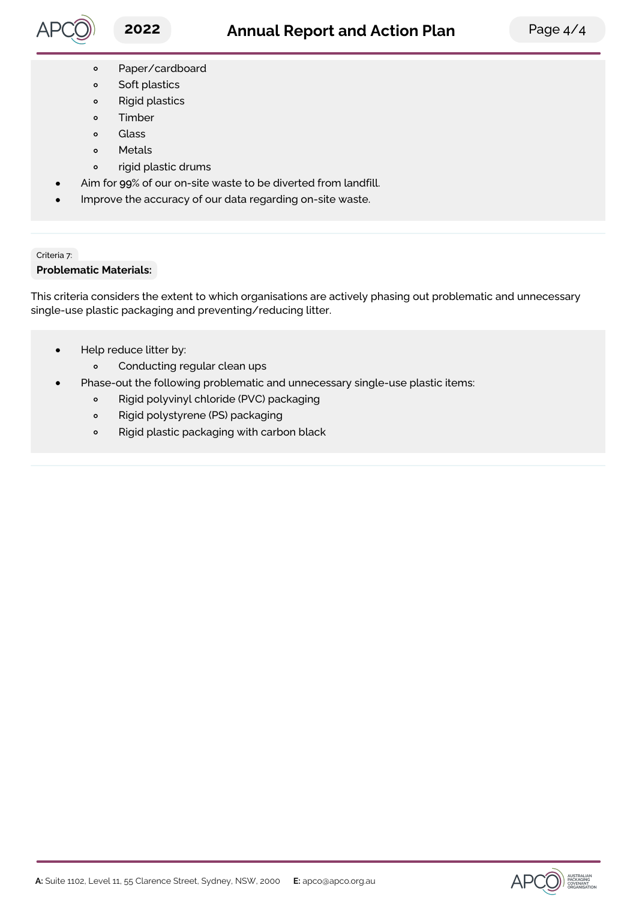- Paper/cardboard
  - Soft plastics
  - Rigid plastics
  - Timber
  - Glass
  - Metals
  - rigid plastic drums
- Aim for 99% of our on-site waste to be diverted from landfill.
- Improve the accuracy of our data regarding on-site waste.

Criteria 7:

**Problematic Materials:**

This criteria considers the extent to which organisations are actively phasing out problematic and unnecessary single-use plastic packaging and preventing/reducing litter.

- Help reduce litter by:
  - Conducting regular clean ups
- Phase-out the following problematic and unnecessary single-use plastic items:
  - Rigid polyvinyl chloride (PVC) packaging
  - Rigid polystyrene (PS) packaging
  - Rigid plastic packaging with carbon black